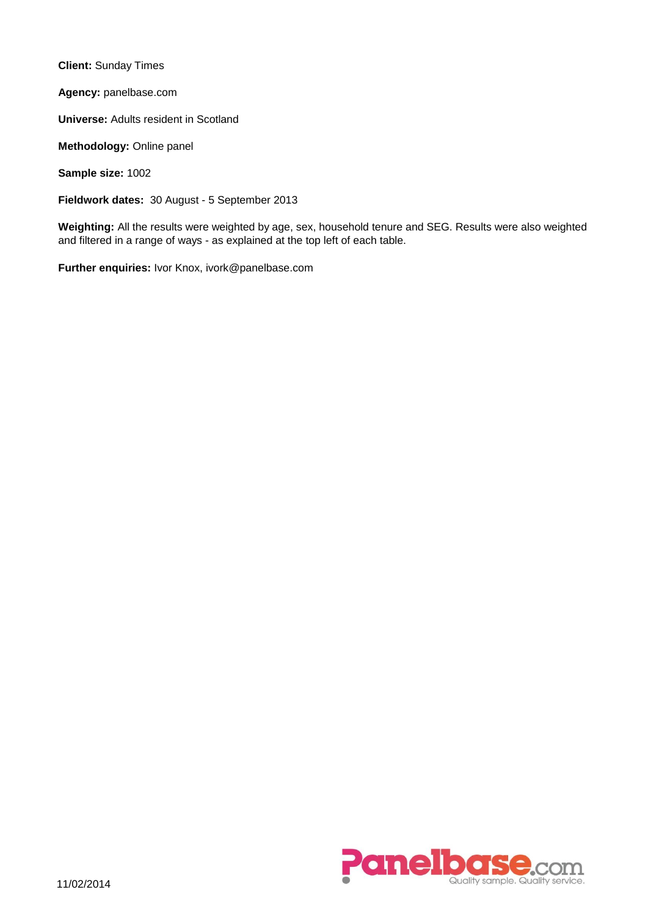**Client:** Sunday Times

**Agency:** panelbase.com

**Universe:** Adults resident in Scotland

**Methodology:** Online panel

**Sample size:** 1002

**Fieldwork dates:** 30 August - 5 September 2013

**Weighting:** All the results were weighted by age, sex, household tenure and SEG. Results were also weighted and filtered in a range of ways - as explained at the top left of each table.

**Further enquiries:** Ivor Knox, ivork@panelbase.com

11/02/2014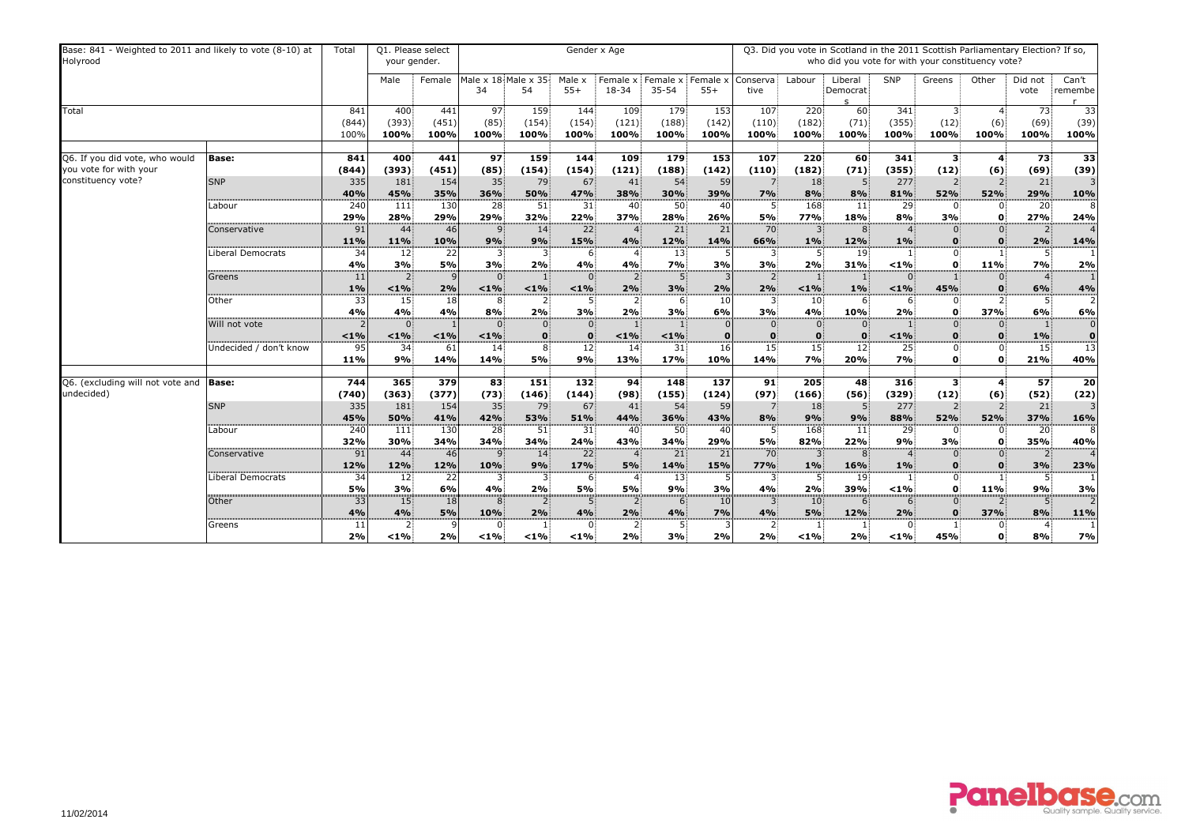| Base: 841 - Weighted to 2011 and likely to vote (8-10) at Holyrood | | Total | Q1. Please select your gender. | | Gender x Age | | | | | | Q3. Did you vote in Scotland in the 2011 Scottish Parliamentary Election? If so, who did you vote for with your constituency vote? | | | | | | | |
|---|---|---|---|---|---|---|---|---|---|---|---|---|---|---|---|---|---|---|
| | | | Male | Female | Male x 18-34 | Male x 35-54 | Male x 55+ | Female x 18-34 | Female x 35-54 | Female x 55+ | Conservative | Labour | Liberal Democrats | SNP | Greens | Other | Did not vote | Can't remember |
| Total | | 841 | 400 | 441 | 97 | 159 | 144 | 109 | 179 | 153 | 107 | 220 | 60 | 341 | 3 | 4 | 73 | 33 |
| | | (844) | (393) | (451) | (85) | (154) | (154) | (121) | (188) | (142) | (110) | (182) | (71) | (355) | (12) | (6) | (69) | (39) |
| | | 100% | 100% | 100% | 100% | 100% | 100% | 100% | 100% | 100% | 100% | 100% | 100% | 100% | 100% | 100% | 100% | 100% |
| Q6. If you did vote, who would you vote for with your constituency vote? | **Base:** | **841** | **400** | **441** | **97** | **159** | **144** | **109** | **179** | **153** | **107** | **220** | **60** | **341** | **3** | **4** | **73** | **33** |
| | | **(844)** | **(393)** | **(451)** | **(85)** | **(154)** | **(154)** | **(121)** | **(188)** | **(142)** | **(110)** | **(182)** | **(71)** | **(355)** | **(12)** | **(6)** | **(69)** | **(39)** |
| | SNP | 335 | 181 | 154 | 35 | 79 | 67 | 41 | 54 | 59 | 7 | 18 | 5 | 277 | 2 | 2 | 21 | 3 |
| | | **40%** | **45%** | **35%** | **36%** | **50%** | **47%** | **38%** | **30%** | **39%** | **7%** | **8%** | **8%** | **81%** | **52%** | **52%** | **29%** | **10%** |
| | Labour | 240 | 111 | 130 | 28 | 51 | 31 | 40 | 50 | 40 | 5 | 168 | 11 | 29 | 0 | 0 | 20 | 8 |
| | | **29%** | **28%** | **29%** | **29%** | **32%** | **22%** | **37%** | **28%** | **26%** | **5%** | **77%** | **18%** | **8%** | **3%** | **0** | **27%** | **24%** |
| | Conservative | 91 | 44 | 46 | 9 | 14 | 22 | 4 | 21 | 21 | 70 | 3 | 8 | 4 | 0 | 0 | 2 | 4 |
| | | **11%** | **11%** | **10%** | **9%** | **9%** | **15%** | **4%** | **12%** | **14%** | **66%** | **1%** | **12%** | **1%** | **0** | **0** | **2%** | **14%** |
| | Liberal Democrats | 34 | 12 | 22 | 3 | 3 | 6 | 4 | 13 | 5 | 3 | 5 | 19 | 1 | 0 | 1 | 5 | 1 |
| | | **4%** | **3%** | **5%** | **3%** | **2%** | **4%** | **4%** | **7%** | **3%** | **3%** | **2%** | **31%** | **<1%** | **0** | **11%** | **7%** | **2%** |
| | Greens | 11 | 2 | 9 | 0 | 1 | 0 | 2 | 5 | 3 | 2 | 1 | 1 | 0 | 1 | 0 | 4 | 1 |
| | | **1%** | **<1%** | **2%** | **<1%** | **<1%** | **<1%** | **2%** | **3%** | **2%** | **2%** | **<1%** | **1%** | **<1%** | **45%** | **0** | **6%** | **4%** |
| | Other | 33 | 15 | 18 | 8 | 2 | 5 | 2 | 6 | 10 | 3 | 10 | 6 | 6 | 0 | 2 | 5 | 2 |
| | | **4%** | **4%** | **4%** | **8%** | **2%** | **3%** | **2%** | **3%** | **6%** | **3%** | **4%** | **10%** | **2%** | **0** | **37%** | **6%** | **6%** |
| | Will not vote | 2 | 0 | 1 | 0 | 0 | 0 | 1 | 1 | 0 | 0 | 0 | 0 | 1 | 0 | 0 | 1 | 0 |
| | | **<1%** | **<1%** | **<1%** | **<1%** | **0** | **0** | **<1%** | **<1%** | **0** | **0** | **0** | **0** | **<1%** | **0** | **0** | **1%** | **0** |
| | Undecided / don't know | 95 | 34 | 61 | 14 | 8 | 12 | 14 | 31 | 16 | 15 | 15 | 12 | 25 | 0 | 0 | 15 | 13 |
| | | **11%** | **9%** | **14%** | **14%** | **5%** | **9%** | **13%** | **17%** | **10%** | **14%** | **7%** | **20%** | **7%** | **0** | **0** | **21%** | **40%** |
| Q6. (excluding will not vote and undecided) | **Base:** | **744** | **365** | **379** | **83** | **151** | **132** | **94** | **148** | **137** | **91** | **205** | **48** | **316** | **3** | **4** | **57** | **20** |
| | | **(740)** | **(363)** | **(377)** | **(73)** | **(146)** | **(144)** | **(98)** | **(155)** | **(124)** | **(97)** | **(166)** | **(56)** | **(329)** | **(12)** | **(6)** | **(52)** | **(22)** |
| | SNP | 335 | 181 | 154 | 35 | 79 | 67 | 41 | 54 | 59 | 7 | 18 | 5 | 277 | 2 | 2 | 21 | 3 |
| | | **45%** | **50%** | **41%** | **42%** | **53%** | **51%** | **44%** | **36%** | **43%** | **8%** | **9%** | **9%** | **88%** | **52%** | **52%** | **37%** | **16%** |
| | Labour | 240 | 111 | 130 | 28 | 51 | 31 | 40 | 50 | 40 | 5 | 168 | 11 | 29 | 0 | 0 | 20 | 8 |
| | | **32%** | **30%** | **34%** | **34%** | **34%** | **24%** | **43%** | **34%** | **29%** | **5%** | **82%** | **22%** | **9%** | **3%** | **0** | **35%** | **40%** |
| | Conservative | 91 | 44 | 46 | 9 | 14 | 22 | 4 | 21 | 21 | 70 | 3 | 8 | 4 | 0 | 0 | 2 | 4 |
| | | **12%** | **12%** | **12%** | **10%** | **9%** | **17%** | **5%** | **14%** | **15%** | **77%** | **1%** | **16%** | **1%** | **0** | **0** | **3%** | **23%** |
| | Liberal Democrats | 34 | 12 | 22 | 3 | 3 | 6 | 4 | 13 | 5 | 3 | 5 | 19 | 1 | 0 | 1 | 5 | 1 |
| | | **5%** | **3%** | **6%** | **4%** | **2%** | **5%** | **5%** | **9%** | **3%** | **4%** | **2%** | **39%** | **<1%** | **0** | **11%** | **9%** | **3%** |
| | Other | 33 | 15 | 18 | 8 | 2 | 5 | 2 | 6 | 10 | 3 | 10 | 6 | 6 | 0 | 2 | 5 | 2 |
| | | **4%** | **4%** | **5%** | **10%** | **2%** | **4%** | **2%** | **4%** | **7%** | **4%** | **5%** | **12%** | **2%** | **0** | **37%** | **8%** | **11%** |
| | Greens | 11 | 2 | 9 | 0 | 1 | 0 | 2 | 5 | 3 | 2 | 1 | 1 | 0 | 1 | 0 | 4 | 1 |
| | | **2%** | **<1%** | **2%** | **<1%** | **<1%** | **<1%** | **2%** | **3%** | **2%** | **2%** | **<1%** | **2%** | **<1%** | **45%** | **0** | **8%** | **7%** |

11/02/2014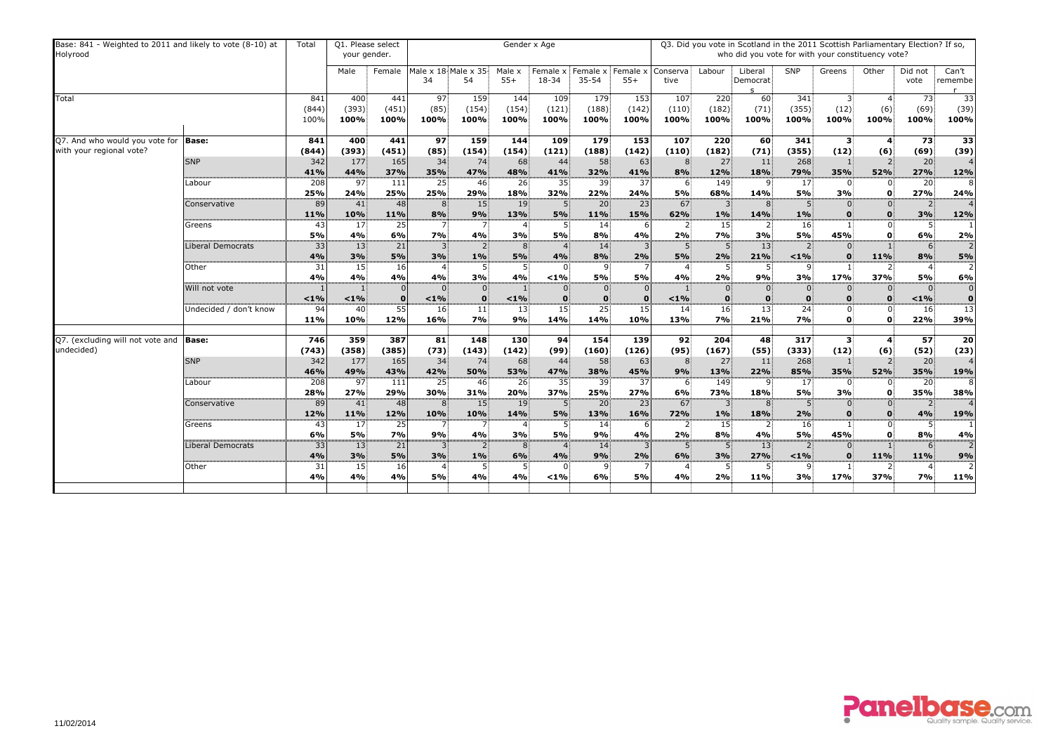| Base: 841 - Weighted to 2011 and likely to vote (8-10) at Holyrood | | Total | Q1. Please select your gender. | | Gender x Age | | | | | | Q3. Did you vote in Scotland in the 2011 Scottish Parliamentary Election? If so, who did you vote for with your constituency vote? | | | | | | | |
|---|---|---|---|---|---|---|---|---|---|---|---|---|---|---|---|---|---|---|
| | | | Male | Female | Male x 18-34 | Male x 35-54 | Male x 55+ | Female x 18-34 | Female x 35-54 | Female x 55+ | Conservative | Labour | Liberal Democrats | SNP | Greens | Other | Did not vote | Can't remember |
| Total | | 841 | 400 | 441 | 97 | 159 | 144 | 109 | 179 | 153 | 107 | 220 | 60 | 341 | 3 | 4 | 73 | 33 |
| | | (844) | (393) | (451) | (85) | (154) | (154) | (121) | (188) | (142) | (110) | (182) | (71) | (355) | (12) | (6) | (69) | (39) |
| | | 100% | 100% | 100% | 100% | 100% | 100% | 100% | 100% | 100% | 100% | 100% | 100% | 100% | 100% | 100% | 100% | 100% |
| Q7. And who would you vote for with your regional vote? | **Base:** | **841** | **400** | **441** | **97** | **159** | **144** | **109** | **179** | **153** | **107** | **220** | **60** | **341** | **3** | **4** | **73** | **33** |
| | | **(844)** | **(393)** | **(451)** | **(85)** | **(154)** | **(154)** | **(121)** | **(188)** | **(142)** | **(110)** | **(182)** | **(71)** | **(355)** | **(12)** | **(6)** | **(69)** | **(39)** |
| | SNP | 342 | 177 | 165 | 34 | 74 | 68 | 44 | 58 | 63 | 8 | 27 | 11 | 268 | 1 | 2 | 20 | 4 |
| | | **41%** | **44%** | **37%** | **35%** | **47%** | **48%** | **41%** | **32%** | **41%** | **8%** | **12%** | **18%** | **79%** | **35%** | **52%** | **27%** | **12%** |
| | Labour | 208 | 97 | 111 | 25 | 46 | 26 | 35 | 39 | 37 | 6 | 149 | 9 | 17 | 0 | 0 | 20 | 8 |
| | | **25%** | **24%** | **25%** | **25%** | **29%** | **18%** | **32%** | **22%** | **24%** | **5%** | **68%** | **14%** | **5%** | **3%** | **0** | **27%** | **24%** |
| | Conservative | 89 | 41 | 48 | 8 | 15 | 19 | 5 | 20 | 23 | 67 | 3 | 8 | 5 | 0 | 0 | 2 | 4 |
| | | **11%** | **10%** | **11%** | **8%** | **9%** | **13%** | **5%** | **11%** | **15%** | **62%** | **1%** | **14%** | **1%** | **0** | **0** | **3%** | **12%** |
| | Greens | 43 | 17 | 25 | 7 | 7 | 4 | 5 | 14 | 6 | 2 | 15 | 2 | 16 | 1 | 0 | 5 | 1 |
| | | **5%** | **4%** | **6%** | **7%** | **4%** | **3%** | **5%** | **8%** | **4%** | **2%** | **7%** | **3%** | **5%** | **45%** | **0** | **6%** | **2%** |
| | Liberal Democrats | 33 | 13 | 21 | 3 | 2 | 8 | 4 | 14 | 3 | 5 | 5 | 13 | 2 | 0 | 1 | 6 | 2 |
| | | **4%** | **3%** | **5%** | **3%** | **1%** | **5%** | **4%** | **8%** | **2%** | **5%** | **2%** | **21%** | **<1%** | **0** | **11%** | **8%** | **5%** |
| | Other | 31 | 15 | 16 | 4 | 5 | 5 | 0 | 9 | 7 | 4 | 5 | 5 | 9 | 1 | 2 | 4 | 2 |
| | | **4%** | **4%** | **4%** | **4%** | **3%** | **4%** | **<1%** | **5%** | **5%** | **4%** | **2%** | **9%** | **3%** | **17%** | **37%** | **5%** | **6%** |
| | Will not vote | 1 | 1 | 0 | 0 | 0 | 1 | 0 | 0 | 0 | 1 | 0 | 0 | 0 | 0 | 0 | 0 | 0 |
| | | **<1%** | **<1%** | **0** | **<1%** | **0** | **<1%** | **0** | **0** | **0** | **<1%** | **0** | **0** | **0** | **0** | **0** | **<1%** | **0** |
| | Undecided / don't know | 94 | 40 | 55 | 16 | 11 | 13 | 15 | 25 | 15 | 14 | 16 | 13 | 24 | 0 | 0 | 16 | 13 |
| | | **11%** | **10%** | **12%** | **16%** | **7%** | **9%** | **14%** | **14%** | **10%** | **13%** | **7%** | **21%** | **7%** | **0** | **0** | **22%** | **39%** |
| Q7. (excluding will not vote and undecided) | **Base:** | **746** | **359** | **387** | **81** | **148** | **130** | **94** | **154** | **139** | **92** | **204** | **48** | **317** | **3** | **4** | **57** | **20** |
| | | **(743)** | **(358)** | **(385)** | **(73)** | **(143)** | **(142)** | **(99)** | **(160)** | **(126)** | **(95)** | **(167)** | **(55)** | **(333)** | **(12)** | **(6)** | **(52)** | **(23)** |
| | SNP | 342 | 177 | 165 | 34 | 74 | 68 | 44 | 58 | 63 | 8 | 27 | 11 | 268 | 1 | 2 | 20 | 4 |
| | | **46%** | **49%** | **43%** | **42%** | **50%** | **53%** | **47%** | **38%** | **45%** | **9%** | **13%** | **22%** | **85%** | **35%** | **52%** | **35%** | **19%** |
| | Labour | 208 | 97 | 111 | 25 | 46 | 26 | 35 | 39 | 37 | 6 | 149 | 9 | 17 | 0 | 0 | 20 | 8 |
| | | **28%** | **27%** | **29%** | **30%** | **31%** | **20%** | **37%** | **25%** | **27%** | **6%** | **73%** | **18%** | **5%** | **3%** | **0** | **35%** | **38%** |
| | Conservative | 89 | 41 | 48 | 8 | 15 | 19 | 5 | 20 | 23 | 67 | 3 | 8 | 5 | 0 | 0 | 2 | 4 |
| | | **12%** | **11%** | **12%** | **10%** | **10%** | **14%** | **5%** | **13%** | **16%** | **72%** | **1%** | **18%** | **2%** | **0** | **0** | **4%** | **19%** |
| | Greens | 43 | 17 | 25 | 7 | 7 | 4 | 5 | 14 | 6 | 2 | 15 | 2 | 16 | 1 | 0 | 5 | 1 |
| | | **6%** | **5%** | **7%** | **9%** | **4%** | **3%** | **5%** | **9%** | **4%** | **2%** | **8%** | **4%** | **5%** | **45%** | **0** | **8%** | **4%** |
| | Liberal Democrats | 33 | 13 | 21 | 3 | 2 | 8 | 4 | 14 | 3 | 5 | 5 | 13 | 2 | 0 | 1 | 6 | 2 |
| | | **4%** | **3%** | **5%** | **3%** | **1%** | **6%** | **4%** | **9%** | **2%** | **6%** | **3%** | **27%** | **<1%** | **0** | **11%** | **11%** | **9%** |
| | Other | 31 | 15 | 16 | 4 | 5 | 5 | 0 | 9 | 7 | 4 | 5 | 5 | 9 | 1 | 2 | 4 | 2 |
| | | **4%** | **4%** | **4%** | **5%** | **4%** | **4%** | **<1%** | **6%** | **5%** | **4%** | **2%** | **11%** | **3%** | **17%** | **37%** | **7%** | **11%** |

11/02/2014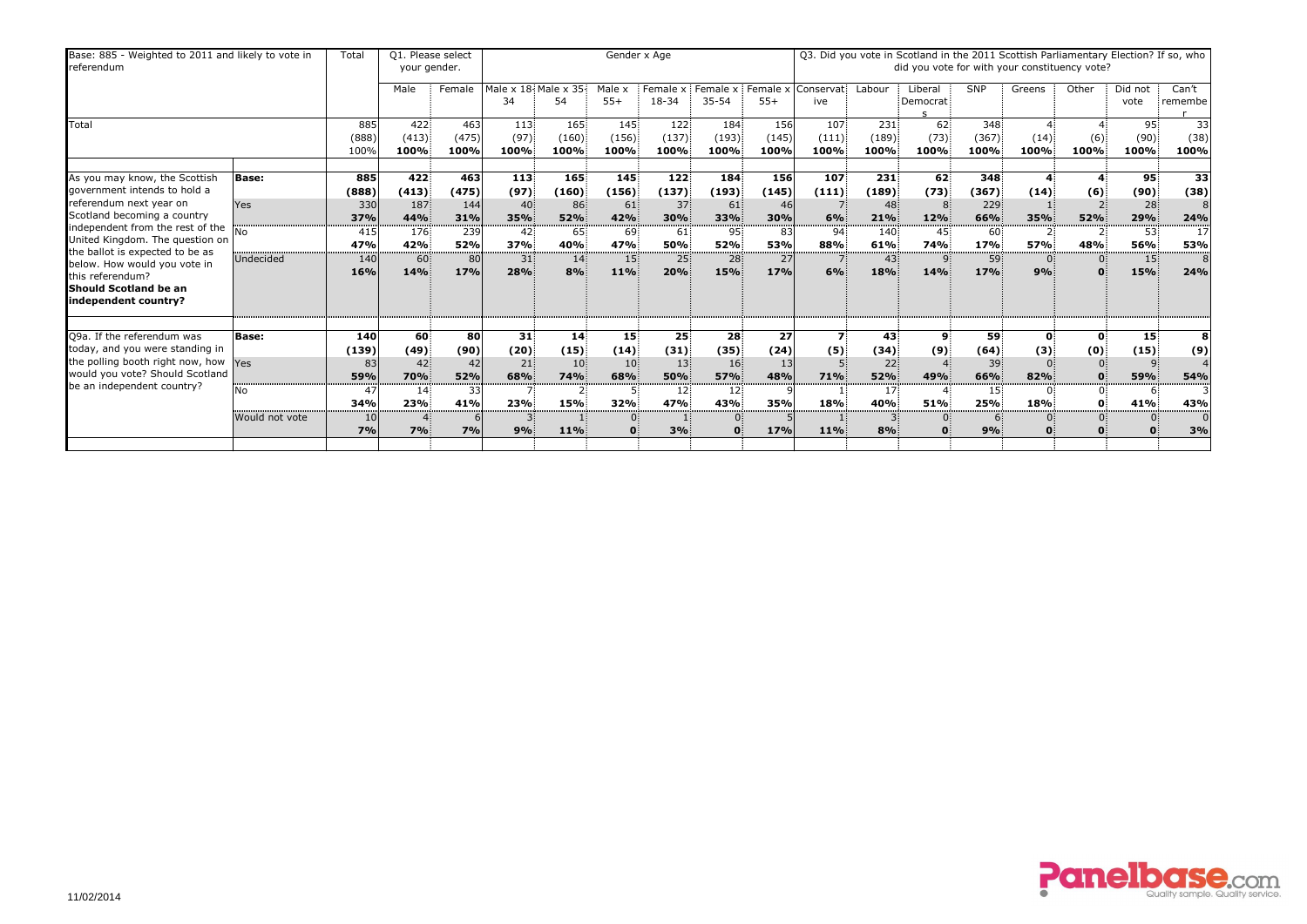| Base: 885 - Weighted to 2011 and likely to vote in referendum | | Total | Q1. Please select your gender. | | Gender x Age | | | | | | Q3. Did you vote in Scotland in the 2011 Scottish Parliamentary Election? If so, who did you vote for with your constituency vote? | | | | | | | |
|---|---|---|---|---|---|---|---|---|---|---|---|---|---|---|---|---|---|---|
| | | | Male | Female | Male x 18-34 | Male x 35-54 | Male x 55+ | Female x 18-34 | Female x 35-54 | Female x 55+ | Conservative | Labour | Liberal Democrats | SNP | Greens | Other | Did not vote | Can't remember |
| Total | | 885 (888) 100% | 422 (413) **100%** | 463 (475) **100%** | 113 (97) **100%** | 165 (160) **100%** | 145 (156) **100%** | 122 (137) **100%** | 184 (193) **100%** | 156 (145) **100%** | 107 (111) **100%** | 231 (189) **100%** | 62 (73) **100%** | 348 (367) **100%** | 4 (14) **100%** | 4 (6) **100%** | 95 (90) **100%** | 33 (38) **100%** |
| As you may know, the Scottish government intends to hold a referendum next year on Scotland becoming a country independent from the rest of the United Kingdom. The question on the ballot is expected to be as below. How would you vote in this referendum? **Should Scotland be an independent country?** | **Base:** | **885 (888)** | **422 (413)** | **463 (475)** | **113 (97)** | **165 (160)** | **145 (156)** | **122 (137)** | **184 (193)** | **156 (145)** | **107 (111)** | **231 (189)** | **62 (73)** | **348 (367)** | **4 (14)** | **4 (6)** | **95 (90)** | **33 (38)** |
| | Yes | 330 **37%** | 187 **44%** | 144 **31%** | 40 **35%** | 86 **52%** | 61 **42%** | 37 **30%** | 61 **33%** | 46 **30%** | 7 **6%** | 48 **21%** | 8 **12%** | 229 **66%** | 1 **35%** | 2 **52%** | 28 **29%** | 8 **24%** |
| | No | 415 **47%** | 176 **42%** | 239 **52%** | 42 **37%** | 65 **40%** | 69 **47%** | 61 **50%** | 95 **52%** | 83 **53%** | 94 **88%** | 140 **61%** | 45 **74%** | 60 **17%** | 2 **57%** | 2 **48%** | 53 **56%** | 17 **53%** |
| | Undecided | 140 **16%** | 60 **14%** | 80 **17%** | 31 **28%** | 14 **8%** | 15 **11%** | 25 **20%** | 28 **15%** | 27 **17%** | 7 **6%** | 43 **18%** | 9 **14%** | 59 **17%** | 0 **9%** | 0 **0** | 15 **15%** | 8 **24%** |
| Q9a. If the referendum was today, and you were standing in the polling booth right now, how would you vote? Should Scotland be an independent country? | **Base:** | **140 (139)** | **60 (49)** | **80 (90)** | **31 (20)** | **14 (15)** | **15 (14)** | **25 (31)** | **28 (35)** | **27 (24)** | **7 (5)** | **43 (34)** | **9 (9)** | **59 (64)** | **0 (3)** | **0 (0)** | **15 (15)** | **8 (9)** |
| | Yes | 83 **59%** | 42 **70%** | 42 **52%** | 21 **68%** | 10 **74%** | 10 **68%** | 13 **50%** | 16 **57%** | 13 **48%** | 5 **71%** | 22 **52%** | 4 **49%** | 39 **66%** | 0 **82%** | 0 **0** | 9 **59%** | 4 **54%** |
| | No | 47 **34%** | 14 **23%** | 33 **41%** | 7 **23%** | 2 **15%** | 5 **32%** | 12 **47%** | 12 **43%** | 9 **35%** | 1 **18%** | 17 **40%** | 4 **51%** | 15 **25%** | 0 **18%** | 0 **0** | 6 **41%** | 3 **43%** |
| | Would not vote | 10 **7%** | 4 **7%** | 6 **7%** | 3 **9%** | 1 **11%** | 0 **0** | 1 **3%** | 0 **0** | 5 **17%** | 1 **11%** | 3 **8%** | 0 **0** | 6 **9%** | 0 **0** | 0 **0** | 0 **0** | 0 **3%** |

11/02/2014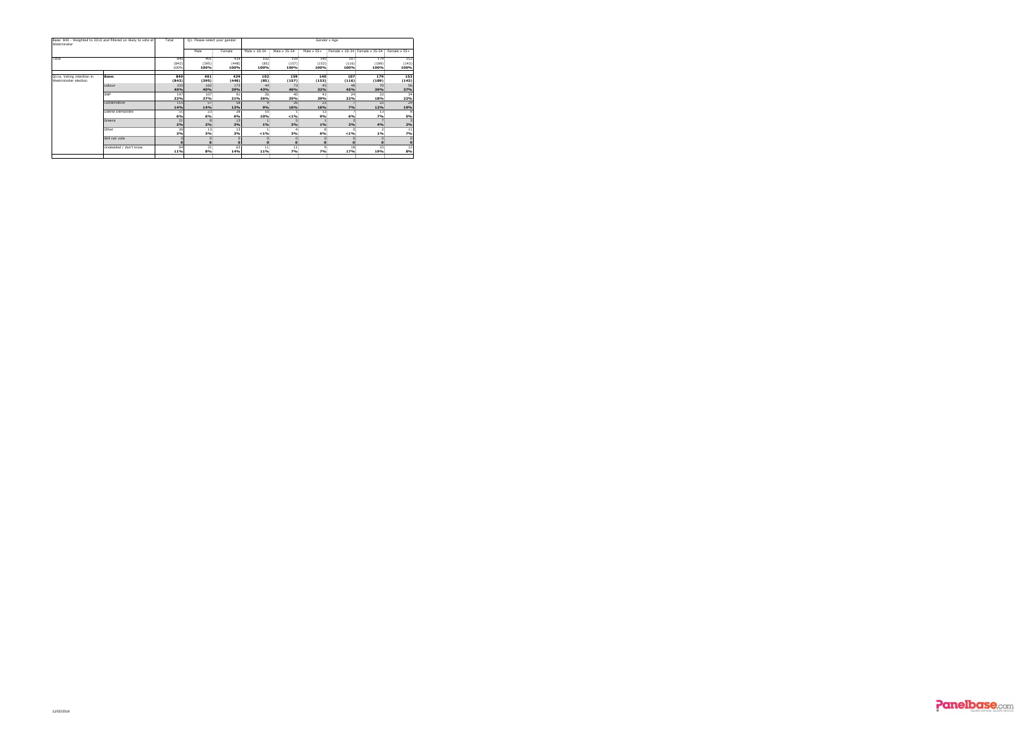| Base: 840 - Weighted to 2010 and filtered on likely to vote at Westminster | | Total | Q1. Please select your gender. | | Gender x Age | | | | | |
|---|---|---|---|---|---|---|---|---|---|---|
| | | | Male | Female | Male x 16-34 | Male x 35-54 | Male x 55+ | Female x 16-34 | Female x 35-54 | Female x 55+ |
| Total | | 840 | 401 | 439 | 102 | 159 | 140 | 107 | 179 | 153 |
| | | (843) | (395) | (448) | (85) | (157) | (153) | (116) | (189) | (143) |
| | | 100% | 100% | 100% | 100% | 100% | 100% | 100% | 100% | 100% |
| Q11a. Voting intention in Westminster election | **Base:** | **840** | **401** | **439** | **102** | **159** | **140** | **107** | **179** | **153** |
| | | **(843)** | **(395)** | **(448)** | **(85)** | **(157)** | **(153)** | **(116)** | **(189)** | **(143)** |
| | Labour | 335 | 162 | 173 | 44 | 73 | 45 | 48 | 70 | 56 |
| | | **40%** | **40%** | **39%** | **43%** | **46%** | **32%** | **45%** | **39%** | **37%** |
| | SNP | 197 | 107 | 91 | 26 | 40 | 41 | 24 | 33 | 34 |
| | | **23%** | **27%** | **21%** | **26%** | **25%** | **29%** | **22%** | **18%** | **22%** |
| | Conservative | 115 | 57 | 58 | 9 | 26 | 23 | 7 | 22 | 29 |
| | | **14%** | **14%** | **13%** | **9%** | **16%** | **16%** | **7%** | **12%** | **19%** |
| | Liberal Democrats | 51 | 23 | 28 | 10 | 1 | 12 | 7 | 13 | 8 |
| | | **6%** | **6%** | **6%** | **10%** | **<1%** | **9%** | **6%** | **7%** | **5%** |
| | Greens | 21 | 8 | 13 | 1 | 5 | 1 | 3 | 7 | 3 |
| | | **2%** | **2%** | **3%** | **1%** | **3%** | **1%** | **3%** | **4%** | **2%** |
| | Other | 26 | 13 | 13 | 1 | 4 | 8 | 0 | 2 | 11 |
| | | **3%** | **3%** | **3%** | **<1%** | **3%** | **6%** | **<1%** | **1%** | **7%** |
| | Will not vote | 0 | 0 | 0 | 0 | 0 | 0 | 0 | 0 | 0 |
| | | **0** | **0** | **0** | **0** | **0** | **0** | **0** | **0** | **0** |
| | Undecided / don't know | 94 | 31 | 63 | 11 | 11 | 9 | 18 | 33 | 12 |
| | | **11%** | **8%** | **14%** | **11%** | **7%** | **7%** | **17%** | **19%** | **8%** |

11/02/2014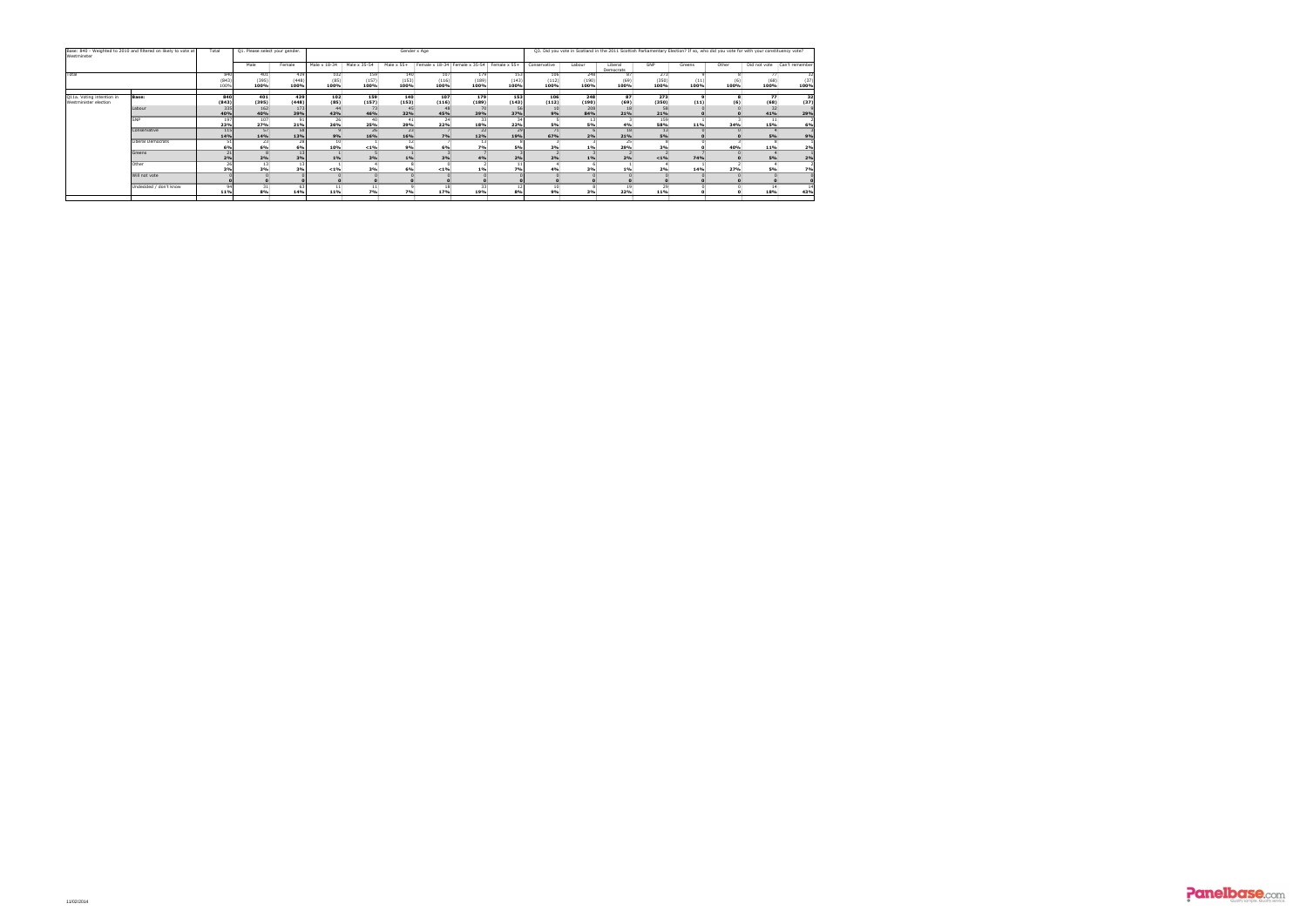| Base: 840 - Weighted to 2010 and filtered on likely to vote at Westminster | | Total | Q1. Please select your gender. | | Gender x Age | | | | | | Q3. Did you vote in Scotland in the 2011 Scottish Parliamentary Election? If so, who did you vote for with your constituency vote? | | | | | | | |
|---|---|---|---|---|---|---|---|---|---|---|---|---|---|---|---|---|---|---|
| | | | Male | Female | Male x 18-34 | Male x 35-54 | Male x 55+ | Female x 18-34 | Female x 35-54 | Female x 55+ | Conservative | Labour | Liberal Democrats | SNP | Greens | Other | Did not vote | Can't remember |
| Total | | 840 | 401 | 439 | 102 | 159 | 140 | 107 | 179 | 153 | 106 | 248 | 87 | 273 | 9 | 8 | 77 | 32 |
| | | (843) | (395) | (448) | (85) | (157) | (153) | (116) | (189) | (143) | (112) | (190) | (69) | (350) | (11) | (6) | (68) | (37) |
| | | 100% | 100% | 100% | 100% | 100% | 100% | 100% | 100% | 100% | 100% | 100% | 100% | 100% | 100% | 100% | 100% | 100% |
| Q11a. Voting intention in Westminster election | Base: | 840 | 401 | 439 | 102 | 159 | 140 | 107 | 179 | 153 | 106 | 248 | 87 | 273 | 9 | 8 | 77 | 32 |
| | | (843) | (395) | (448) | (85) | (157) | (153) | (116) | (189) | (143) | (112) | (190) | (69) | (350) | (11) | (6) | (68) | (37) |
| | Labour | 335 | 162 | 173 | 44 | 73 | 45 | 48 | 70 | 56 | 10 | 208 | 18 | 58 | 0 | 0 | 32 | 9 |
| | | 40% | 40% | 39% | 43% | 46% | 32% | 45% | 39% | 37% | 9% | 84% | 21% | 21% | 0 | 0 | 41% | 29% |
| | SNP | 197 | 107 | 91 | 26 | 40 | 41 | 24 | 33 | 34 | 5 | 13 | 3 | 159 | 1 | 3 | 11 | 2 |
| | | 23% | 27% | 21% | 26% | 25% | 29% | 22% | 18% | 22% | 5% | 5% | 4% | 58% | 11% | 34% | 15% | 6% |
| | Conservative | 115 | 57 | 58 | 9 | 26 | 23 | 7 | 22 | 29 | 71 | 6 | 18 | 13 | 0 | 0 | 4 | 3 |
| | | 14% | 14% | 13% | 9% | 16% | 16% | 7% | 12% | 19% | 67% | 2% | 21% | 5% | 0 | 0 | 5% | 9% |
| | Liberal Democrats | 51 | 22 | 28 | 10 | 1 | 12 | 7 | 13 | 8 | 3 | 3 | 25 | 8 | 0 | 3 | 8 | 1 |
| | | 6% | 6% | 6% | 10% | <1% | 9% | 6% | 7% | 5% | 3% | 1% | 29% | 3% | 0 | 40% | 11% | 2% |
| | Greens | 21 | 8 | 13 | 1 | 5 | 1 | 3 | 7 | 3 | 2 | 3 | 2 | 2 | 7 | 0 | 4 | 1 |
| | | 2% | 2% | 3% | 1% | 3% | 1% | 2% | 4% | 2% | 2% | 1% | 2% | <1% | 74% | 0 | 5% | 2% |
| | Other | 26 | 13 | 13 | 1 | 4 | 8 | 0 | 2 | 11 | 4 | 6 | 1 | 4 | 1 | 2 | 4 | 2 |
| | | 3% | 3% | 3% | <1% | 3% | 6% | <1% | 1% | 7% | 4% | 2% | 1% | 2% | 14% | 27% | 5% | 7% |
| | Will not vote | 0 | 0 | 0 | 0 | 0 | 0 | 0 | 0 | 0 | 0 | 0 | 0 | 0 | 0 | 0 | 0 | 0 |
| | | 0 | 0 | 0 | 0 | 0 | 0 | 0 | 0 | 0 | 0 | 0 | 0 | 0 | 0 | 0 | 0 | 0 |
| | Undecided / don't know | 94 | 31 | 63 | 11 | 11 | 9 | 18 | 33 | 12 | 10 | 8 | 19 | 29 | 0 | 0 | 14 | 14 |
| | | 11% | 8% | 14% | 11% | 7% | 7% | 17% | 19% | 8% | 9% | 3% | 22% | 11% | 0 | 0 | 18% | 43% |

11/02/2014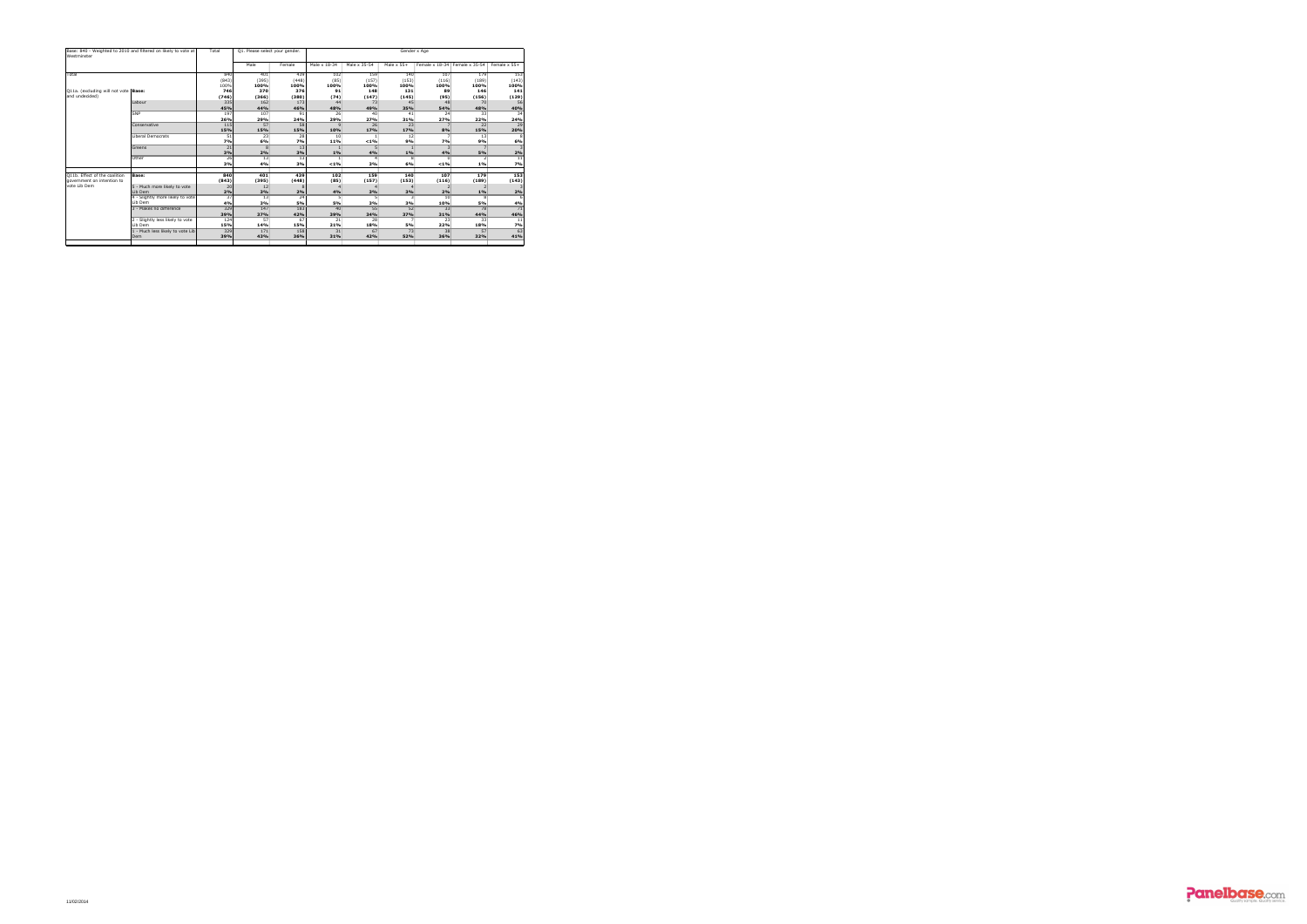| Base: 840 - Weighted to 2010 and filtered on likely to vote at Westminster | | Total | Q1. Please select your gender. | | Gender x Age | | | | | |
|---|---|---|---|---|---|---|---|---|---|---|
| | | | Male | Female | Male x 18-34 | Male x 35-54 | Male x 55+ | Female x 18-34 | Female x 35-54 | Female x 55+ |
| Total | | 840 | 401 | 439 | 102 | 159 | 140 | 107 | 179 | 153 |
| | | (843) | (395) | (448) | (85) | (157) | (153) | (116) | (189) | (143) |
| | | 100% | 100% | 100% | 100% | 100% | 100% | 100% | 100% | 100% |
| Q11a. (excluding will not vote and undecided) | **Base:** | **746** | **370** | **376** | **91** | **148** | **131** | **89** | **146** | **141** |
| | | **(746)** | **(366)** | **(380)** | **(74)** | **(147)** | **(145)** | **(95)** | **(156)** | **(129)** |
| | Labour | 335 | 162 | 173 | 44 | 73 | 45 | 48 | 70 | 56 |
| | | **45%** | **44%** | **46%** | **48%** | **49%** | **35%** | **54%** | **48%** | **40%** |
| | SNP | 197 | 107 | 91 | 26 | 40 | 41 | 24 | 33 | 34 |
| | | **26%** | **29%** | **24%** | **29%** | **27%** | **31%** | **27%** | **22%** | **24%** |
| | Conservative | 115 | 57 | 58 | 9 | 26 | 23 | 7 | 22 | 29 |
| | | **15%** | **15%** | **15%** | **10%** | **17%** | **17%** | **8%** | **15%** | **20%** |
| | Liberal Democrats | 51 | 23 | 28 | 10 | 1 | 12 | 7 | 13 | 8 |
| | | **7%** | **6%** | **7%** | **11%** | **<1%** | **9%** | **7%** | **9%** | **6%** |
| | Greens | 21 | 8 | 13 | 1 | 5 | 1 | 3 | 7 | 3 |
| | | **3%** | **2%** | **3%** | **1%** | **4%** | **1%** | **4%** | **5%** | **2%** |
| | Other | 26 | 13 | 13 | 1 | 4 | 8 | 1 | 2 | 11 |
| | | **3%** | **4%** | **3%** | **<1%** | **3%** | **6%** | **<1%** | **1%** | **7%** |
| Q11b. Effect of the coalition government on intention to vote Lib Dem | **Base:** | **840** | **401** | **439** | **102** | **159** | **140** | **107** | **179** | **153** |
| | | **(843)** | **(395)** | **(448)** | **(85)** | **(157)** | **(153)** | **(116)** | **(189)** | **(143)** |
| | 5 - Much more likely to vote Lib Dem | 20 | 12 | 8 | 4 | 4 | 4 | 2 | 2 | 3 |
| | | **2%** | **3%** | **2%** | **4%** | **3%** | **3%** | **2%** | **1%** | **2%** |
| | 4 - Slightly more likely to vote Lib Dem | 37 | 13 | 24 | 5 | 5 | 4 | 10 | 8 | 6 |
| | | **4%** | **3%** | **5%** | **5%** | **3%** | **3%** | **10%** | **5%** | **4%** |
| | 3 - Makes no difference | 329 | 147 | 183 | 40 | 55 | 52 | 33 | 79 | 71 |
| | | **39%** | **37%** | **42%** | **39%** | **34%** | **37%** | **31%** | **44%** | **46%** |
| | 2 - Slightly less likely to vote Lib Dem | 124 | 57 | 67 | 21 | 28 | 7 | 23 | 33 | 11 |
| | | **15%** | **14%** | **15%** | **21%** | **18%** | **5%** | **22%** | **18%** | **7%** |
| | 1 - Much less likely to vote Lib Dem | 329 | 171 | 158 | 31 | 67 | 73 | 38 | 57 | 63 |
| | | **39%** | **43%** | **36%** | **31%** | **42%** | **52%** | **36%** | **32%** | **41%** |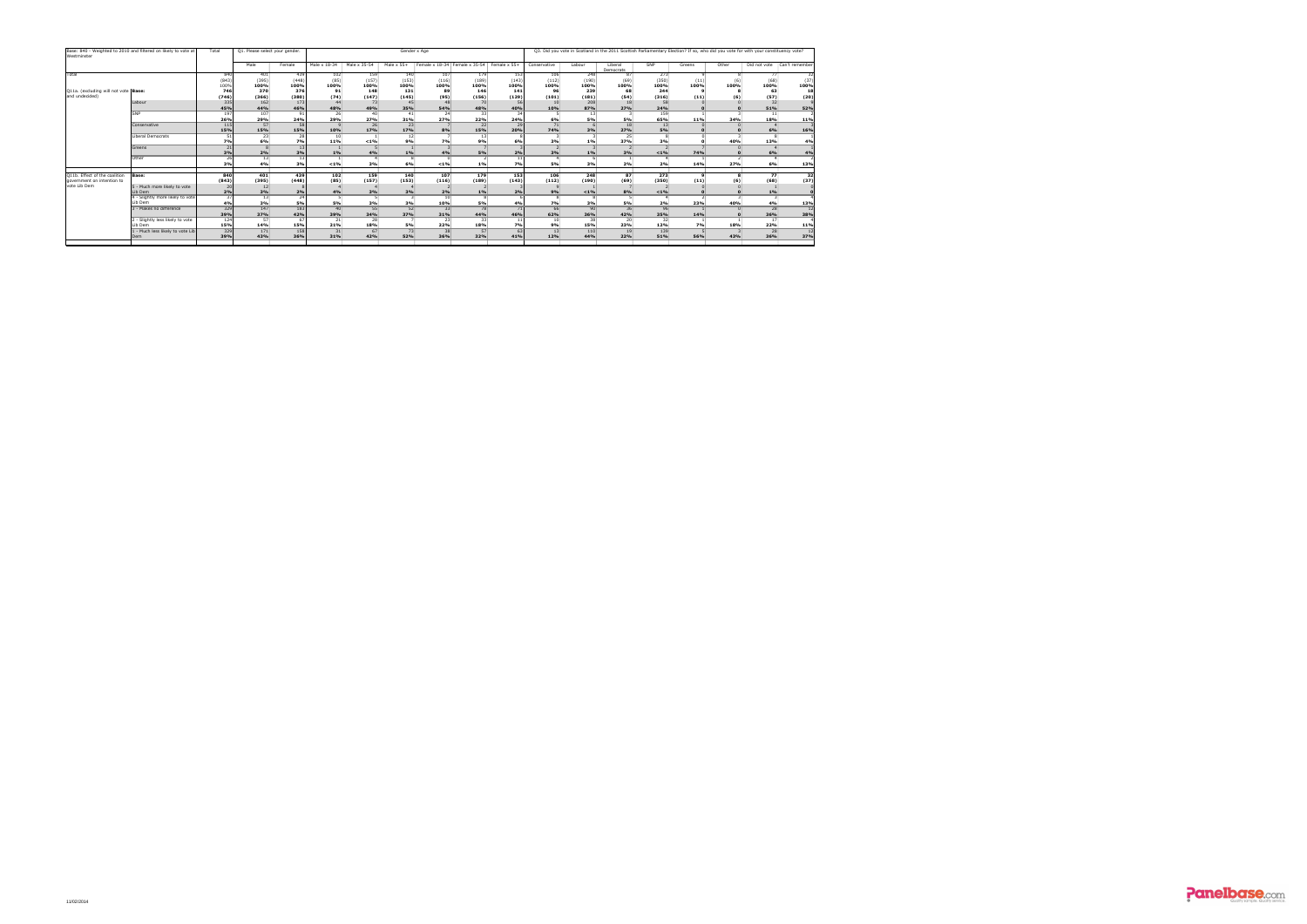| Base: 840 - Weighted to 2010 and filtered on likely to vote at Westminster | | Total | Q1. Please select your gender. | | Gender x Age | | | | | | Q3. Did you vote in Scotland in the 2011 Scottish Parliamentary Election? If so, who did you vote for with your constituency vote? | | | | | | | |
|---|---|---|---|---|---|---|---|---|---|---|---|---|---|---|---|---|---|---|
| | | | Male | Female | Male x 16-34 | Male x 35-54 | Male x 55+ | Female x 16-34 | Female x 35-54 | Female x 55+ | Conservative | Labour | Liberal Democrats | SNP | Greens | Other | Did not vote | Can't remember |
| Total | | 840 | 401 | 439 | 102 | 159 | 140 | 107 | 179 | 153 | 106 | 248 | 87 | 273 | 9 | 8 | 77 | 32 |
| | | (843) | (395) | (448) | (85) | (157) | (153) | (116) | (189) | (143) | (112) | (190) | (69) | (350) | (11) | (6) | (68) | (37) |
| | | 100% | 100% | 100% | 100% | 100% | 100% | 100% | 100% | 100% | 100% | 100% | 100% | 100% | 100% | 100% | 100% | 100% |
| Q11a. (excluding will not vote and undecided) | Base: | 746 | 370 | 376 | 91 | 148 | 131 | 89 | 146 | 141 | 96 | 239 | 68 | 264 | 9 | 8 | 63 | 18 |
| | | (746) | (366) | (380) | (74) | (147) | (145) | (95) | (156) | (129) | (101) | (181) | (54) | (316) | (11) | (6) | (57) | (20) |
| | Labour | 335 | 162 | 173 | 44 | 73 | 45 | 48 | 70 | 56 | 10 | 208 | 18 | 58 | 0 | 0 | 32 | 9 |
| | | 45% | 44% | 46% | 48% | 49% | 35% | 54% | 48% | 40% | 10% | 87% | 27% | 24% | 0 | 0 | 51% | 52% |
| | SNP | 197 | 107 | 91 | 26 | 40 | 41 | 24 | 33 | 34 | 6 | 13 | 3 | 159 | 1 | 3 | 11 | 2 |
| | | 26% | 29% | 24% | 29% | 27% | 31% | 27% | 22% | 24% | 6% | 5% | 5% | 65% | 11% | 34% | 18% | 11% |
| | Conservative | 115 | 57 | 58 | 9 | 26 | 23 | 7 | 22 | 29 | 71 | 6 | 18 | 13 | 0 | 0 | 4 | 3 |
| | | 15% | 15% | 15% | 10% | 17% | 17% | 8% | 15% | 20% | 74% | 3% | 27% | 5% | 0 | 0 | 6% | 16% |
| | Liberal Democrats | 51 | 23 | 28 | 10 | 1 | 12 | 7 | 13 | 8 | 3 | 3 | 25 | 8 | 0 | 3 | 8 | 1 |
| | | 7% | 6% | 7% | 11% | <1% | 9% | 7% | 9% | 6% | 3% | 1% | 37% | 3% | 0 | 40% | 13% | 4% |
| | Greens | 21 | 8 | 13 | 1 | 5 | 1 | 3 | 7 | 2 | 2 | 3 | 2 | 2 | 7 | 0 | 4 | 1 |
| | | 3% | 2% | 3% | 1% | 4% | 1% | 4% | 5% | 2% | 3% | 1% | 3% | <1% | 74% | 0 | 6% | 4% |
| | Other | 26 | 13 | 13 | 1 | 4 | 8 | 1 | 2 | 11 | 4 | 6 | 1 | 4 | 1 | 2 | 4 | 2 |
| | | 3% | 4% | 3% | <1% | 3% | 6% | <1% | 1% | 7% | 5% | 3% | 2% | 2% | 14% | 27% | 6% | 13% |
| Q11b. Effect of the coalition government on intention to vote Lib Dem | Base: | 840 | 401 | 439 | 102 | 159 | 140 | 107 | 179 | 153 | 106 | 248 | 87 | 273 | 9 | 8 | 77 | 32 |
| | | (843) | (395) | (448) | (85) | (157) | (153) | (116) | (189) | (143) | (112) | (190) | (69) | (350) | (11) | (6) | (68) | (37) |
| | 5 - Much more likely to vote Lib Dem | 20 | 12 | 8 | 4 | 4 | 4 | 2 | 2 | 3 | 9 | 1 | 7 | 2 | 0 | 0 | 1 | 0 |
| | | 2% | 3% | 2% | 4% | 3% | 3% | 2% | 1% | 2% | 9% | <1% | 8% | <1% | 0 | 0 | 1% | 0 |
| | 4 - Slightly more likely to vote Lib Dem | 37 | 13 | 24 | 5 | 5 | 3 | 10 | 8 | 6 | 8 | 8 | 5 | 4 | 2 | 3 | 3 | 3 |
| | | 4% | 3% | 5% | 5% | 3% | 2% | 10% | 5% | 4% | 7% | 3% | 5% | 2% | 23% | 40% | 4% | 13% |
| | 3 - Makes no difference | 329 | 147 | 183 | 40 | 55 | 52 | 33 | 78 | 71 | 66 | 90 | 36 | 96 | 1 | 0 | 28 | 12 |
| | | 39% | 37% | 42% | 39% | 34% | 37% | 31% | 44% | 46% | 62% | 36% | 42% | 35% | 14% | 0 | 36% | 38% |
| | 2 - Slightly less likely to vote Lib Dem | 124 | 57 | 67 | 21 | 28 | 7 | 23 | 33 | 11 | 10 | 38 | 20 | 32 | 1 | 1 | 17 | 4 |
| | | 15% | 14% | 15% | 21% | 18% | 5% | 22% | 18% | 7% | 9% | 15% | 23% | 12% | 7% | 18% | 22% | 11% |
| | 1 - Much less likely to vote Lib Dem | 329 | 171 | 158 | 31 | 67 | 73 | 38 | 57 | 63 | 13 | 110 | 19 | 139 | 5 | 3 | 28 | 12 |
| | | 39% | 43% | 26% | 31% | 42% | 52% | 36% | 32% | 41% | 12% | 44% | 22% | 51% | 56% | 42% | 36% | 37% |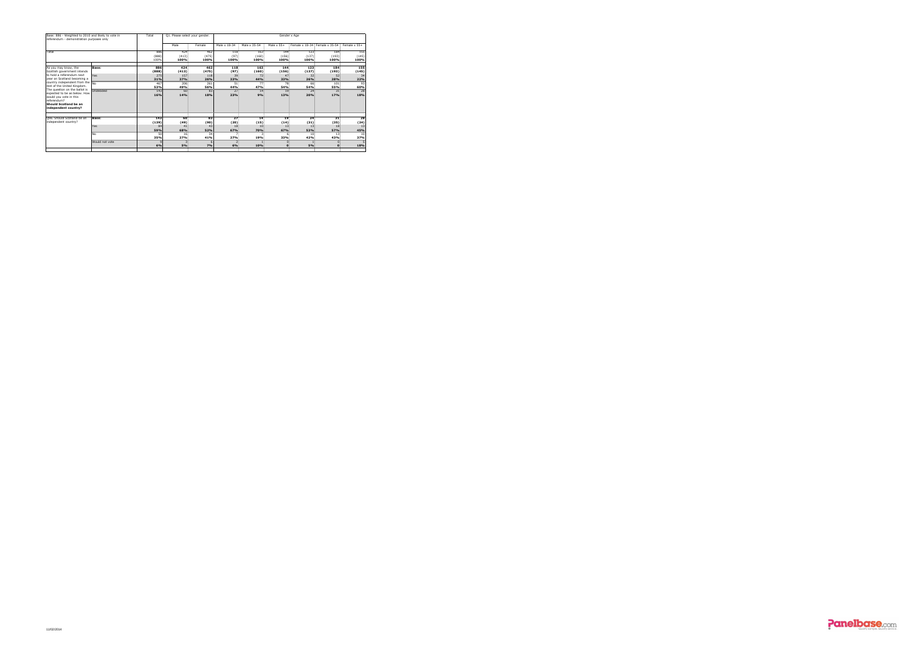| Base: 886 - Weighted to 2010 and likely to vote in referendum - demonstration purposes only | | Total | Q1. Please select your gender. | | Gender x Age | | | | | |
|---|---|---|---|---|---|---|---|---|---|---|
| | | | Male | Female | Male x 16-34 | Male x 35-54 | Male x 55+ | Female x 16-34 | Female x 35-54 | Female x 55+ |
| Total | | 886 | 424 | 462 | 119 | 162 | 144 | 123 | 184 | 155 |
| | | (888) | (413) | (475) | (97) | (160) | (156) | (137) | (193) | (145) |
| | | 100% | **100%** | **100%** | **100%** | **100%** | **100%** | **100%** | **100%** | **100%** |
| As you may know, the Scottish government intends to hold a referendum next year on Scotland becoming a country independent from the rest of the United Kingdom. The question on the ballot is expected to be as below. How would you vote in this referendum? **Should Scotland be an independent country?** | **Base:** | **886** | **424** | **462** | **118** | **163** | **144** | **123** | **184** | **155** |
| | | **(888)** | **(413)** | **(475)** | **(97)** | **(160)** | **(156)** | **(137)** | **(193)** | **(145)** |
| | Yes | 275 | 157 | 118 | 39 | 72 | 47 | 32 | 52 | 34 |
| | | **31%** | **37%** | **26%** | **33%** | **44%** | **33%** | **26%** | **28%** | **22%** |
| | No | 467 | 206 | 260 | 51 | 77 | 78 | 66 | 101 | 93 |
| | | **53%** | **49%** | **56%** | **44%** | **47%** | **54%** | **54%** | **55%** | **60%** |
| | Undecided | 143 | 60 | 83 | 27 | 14 | 19 | 24 | 31 | 28 |
| | | **16%** | **14%** | **18%** | **23%** | **9%** | **13%** | **20%** | **17%** | **18%** |
| Q4a. Should Scotland be an independent country? | **Base:** | **143** | **60** | **83** | **27** | **14** | **19** | **24** | **31** | **28** |
| | | **(139)** | **(49)** | **(90)** | **(20)** | **(15)** | **(14)** | **(31)** | **(35)** | **(24)** |
| | Yes | 84 | 41 | 43 | 18 | 10 | 13 | 13 | 18 | 13 |
| | | **59%** | **68%** | **52%** | **67%** | **70%** | **67%** | **53%** | **57%** | **45%** |
| | No | 50 | 16 | 34 | 7 | 3 | 6 | 10 | 13 | 10 |
| | | **35%** | **27%** | **41%** | **27%** | **19%** | **33%** | **42%** | **43%** | **37%** |
| | Would not vote | 9 | 3 | 6 | 2 | 1 | 0 | 1 | 0 | 5 |
| | | **6%** | **5%** | **7%** | **6%** | **10%** | **0** | **5%** | **0** | **18%** |

11/02/2014

Panelbase.com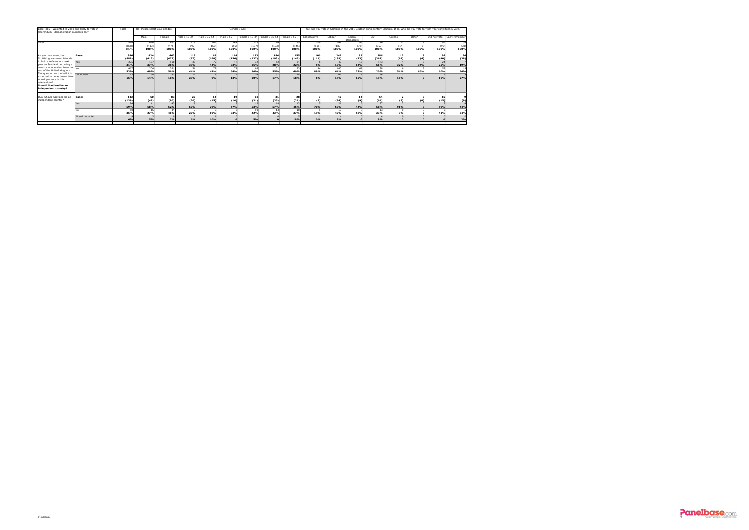| Base: 886 - Weighted to 2010 and likely to vote in referendum - demonstration purposes only | | Total | Q1. Please select your gender. | | Gender x Age | | | | | | Q3. Did you vote in Scotland in the 2011 Scottish Parliamentary Election? If so, who did you vote for with your constituency vote? | | | | | | | |
|---|---|---|---|---|---|---|---|---|---|---|---|---|---|---|---|---|---|---|
| | | | Male | Female | Male x 16-34 | Male x 35-54 | Male x 55+ | Female x 16-34 | Female x 35-54 | Female x 55+ | Conservative | Labour | Liberal Democrats | SNP | Greens | Other | Did not vote | Can't remember |
| Total | | 886 | 424 | 462 | 118 | 163 | 144 | 123 | 184 | 155 | 106 | 249 | 95 | 286 | 12 | 8 | 96 | 34 |
| | | (888) | (413) | (475) | (97) | (160) | (156) | (137) | (193) | (145) | (111) | (189) | (73) | (367) | (14) | (6) | (90) | (38) |
| | | 100% | 100% | 100% | 100% | 100% | 100% | 100% | 100% | 100% | 100% | 100% | 100% | 100% | 100% | 100% | 100% | 100% |
| As you may know, the Scottish government intends to hold a referendum next year on Scotland becoming a country independent from the rest of the United Kingdom. The question on the ballot is expected to be as below. How would you vote in this referendum? **Should Scotland be an independent country?** | **Base:** | **886** | **424** | **462** | **118** | **163** | **144** | **123** | **184** | **155** | **106** | **249** | **95** | **286** | **12** | **8** | **96** | **34** |
| | | **(888)** | **(413)** | **(475)** | **(97)** | **(160)** | **(156)** | **(137)** | **(193)** | **(145)** | **(111)** | **(189)** | **(73)** | **(367)** | **(14)** | **(6)** | **(90)** | **(38)** |
| | Yes | 275 | 157 | 118 | 39 | 72 | 47 | 32 | 52 | 34 | 6 | 47 | 13 | 173 | 4 | 3 | 24 | 7 |
| | | **31%** | **37%** | **26%** | **33%** | **44%** | **33%** | **26%** | **28%** | **22%** | **5%** | **19%** | **14%** | **61%** | **32%** | **34%** | **25%** | **19%** |
| | No | 467 | 206 | 261 | 51 | 77 | 78 | 66 | 101 | 93 | 94 | 160 | 68 | 58 | 6 | 5 | 57 | 18 |
| | | **53%** | **49%** | **56%** | **44%** | **47%** | **54%** | **54%** | **55%** | **60%** | **89%** | **64%** | **72%** | **20%** | **54%** | **66%** | **60%** | **54%** |
| | Undecided | 143 | 60 | 83 | 27 | 14 | 19 | 24 | 31 | 28 | 7 | 42 | 14 | 54 | 2 | 0 | 15 | 9 |
| | | **16%** | **14%** | **18%** | **23%** | **9%** | **13%** | **20%** | **17%** | **18%** | **6%** | **17%** | **15%** | **19%** | **15%** | **0** | **16%** | **27%** |
| Q4b. Should Scotland be an independent country? | **Base:** | **143** | **60** | **83** | **27** | **14** | **19** | **24** | **31** | **28** | **7** | **42** | **14** | **54** | **2** | **0** | **15** | **9** |
| | | **(129)** | **(49)** | **(90)** | **(20)** | **(15)** | **(14)** | **(31)** | **(35)** | **(24)** | **(5)** | **(34)** | **(9)** | **(64)** | **(3)** | **(0)** | **(15)** | **(9)** |
| | Yes | 84 | 41 | 43 | 18 | 10 | 13 | 13 | 18 | 13 | 5 | 21 | 6 | 37 | 2 | 0 | 9 | 4 |
| | | **59%** | **68%** | **52%** | **67%** | **70%** | **67%** | **53%** | **57%** | **45%** | **70%** | **50%** | **44%** | **68%** | **91%** | **0** | **59%** | **44%** |
| | No | 50 | 16 | 34 | 7 | 3 | 6 | 10 | 13 | 10 | 1 | 17 | 8 | 13 | 0 | 0 | 6 | 5 |
| | | **35%** | **27%** | **41%** | **27%** | **19%** | **33%** | **42%** | **43%** | **37%** | **19%** | **40%** | **56%** | **23%** | **9%** | **0** | **41%** | **54%** |
| | Would not vote | 9 | 3 | 6 | 2 | 1 | 0 | 1 | 0 | 5 | 1 | 4 | 0 | 4 | 0 | 0 | 0 | 0 |
| | | **6%** | **5%** | **7%** | **6%** | **10%** | **0** | **5%** | **0** | **18%** | **10%** | **9%** | **0** | **8%** | **0** | **0** | **0** | **2%** |